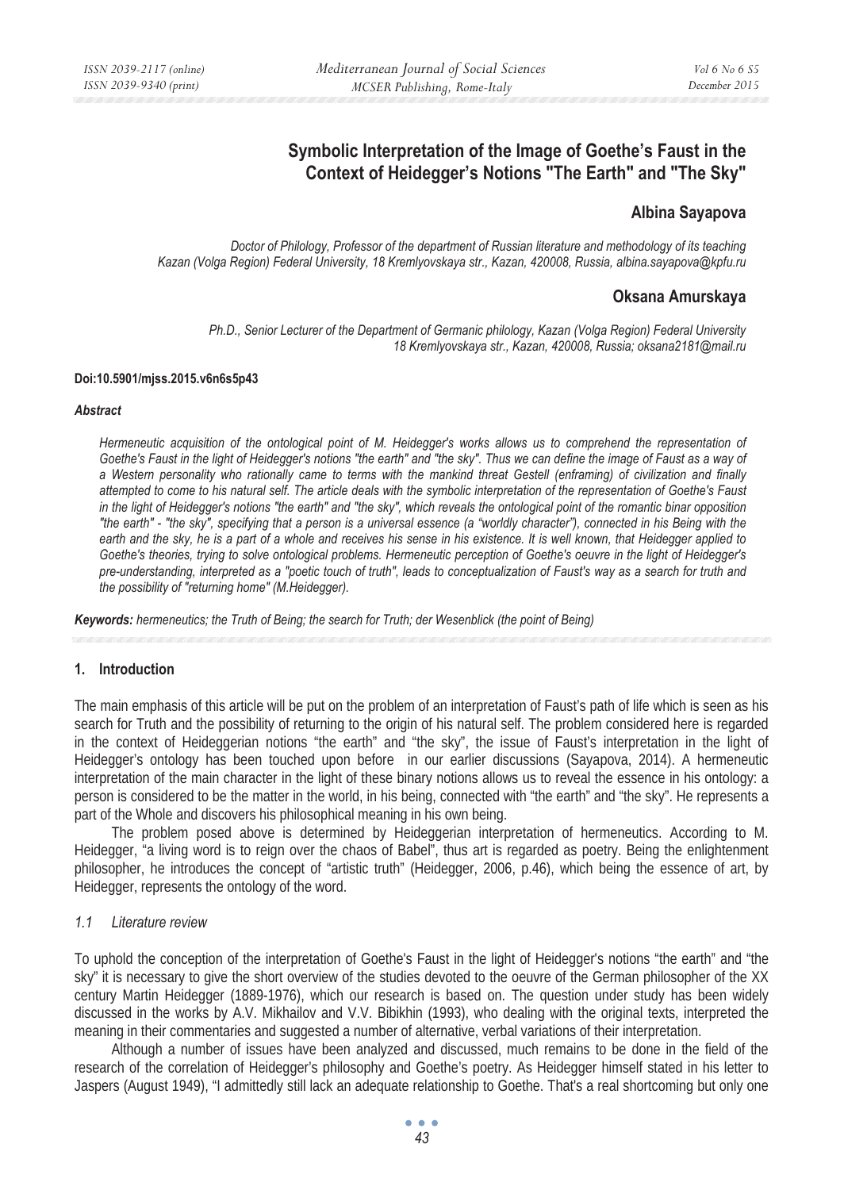# Symbolic Interpretation of the Image of Goethe's Faust in the Context of Heidegger's Notions "The Earth" and "The Sky"

## Albina Sayapova

*Doctor of Philology, Professor of the department of Russian literature and methodology of its teaching Kazan (Volga Region) Federal University, 18 Kremlyovskaya str., Kazan, 420008, Russia, albina.sayapova@kpfu.ru*

## Oksana Amurskaya

*Ph.D., Senior Lecturer of the Department of Germanic philology, Kazan (Volga Region) Federal University 18 Kremlyovskaya str., Kazan, 420008, Russia; oksana2181@mail.ru*

**Doi:10.5901/mjss.2015.v6n6s5p43**

***Abstract***

*Hermeneutic acquisition of the ontological point of M. Heidegger's works allows us to comprehend the representation of Goethe's Faust in the light of Heidegger's notions "the earth" and "the sky". Thus we can define the image of Faust as a way of a Western personality who rationally came to terms with the mankind threat Gestell (enframing) of civilization and finally attempted to come to his natural self. The article deals with the symbolic interpretation of the representation of Goethe's Faust in the light of Heidegger's notions "the earth" and "the sky", which reveals the ontological point of the romantic binar opposition "the earth" - "the sky", specifying that a person is a universal essence (a "worldly character"), connected in his Being with the earth and the sky, he is a part of a whole and receives his sense in his existence. It is well known, that Heidegger applied to Goethe's theories, trying to solve ontological problems. Hermeneutic perception of Goethe's oeuvre in the light of Heidegger's pre-understanding, interpreted as a "poetic touch of truth", leads to conceptualization of Faust's way as a search for truth and the possibility of "returning home" (M.Heidegger).*

***Keywords:*** *hermeneutics; the Truth of Being; the search for Truth; der Wesenblick (the point of Being)*

## 1. Introduction

The main emphasis of this article will be put on the problem of an interpretation of Faust's path of life which is seen as his search for Truth and the possibility of returning to the origin of his natural self. The problem considered here is regarded in the context of Heideggerian notions "the earth" and "the sky", the issue of Faust's interpretation in the light of Heidegger's ontology has been touched upon before in our earlier discussions (Sayapova, 2014). A hermeneutic interpretation of the main character in the light of these binary notions allows us to reveal the essence in his ontology: a person is considered to be the matter in the world, in his being, connected with "the earth" and "the sky". He represents a part of the Whole and discovers his philosophical meaning in his own being.

The problem posed above is determined by Heideggerian interpretation of hermeneutics. According to M. Heidegger, "a living word is to reign over the chaos of Babel", thus art is regarded as poetry. Being the enlightenment philosopher, he introduces the concept of "artistic truth" (Heidegger, 2006, p.46), which being the essence of art, by Heidegger, represents the ontology of the word.

### *1.1 Literature review*

To uphold the conception of the interpretation of Goethe's Faust in the light of Heidegger's notions "the earth" and "the sky" it is necessary to give the short overview of the studies devoted to the oeuvre of the German philosopher of the XX century Martin Heidegger (1889-1976), which our research is based on. The question under study has been widely discussed in the works by A.V. Mikhailov and V.V. Bibikhin (1993), who dealing with the original texts, interpreted the meaning in their commentaries and suggested a number of alternative, verbal variations of their interpretation.

Although a number of issues have been analyzed and discussed, much remains to be done in the field of the research of the correlation of Heidegger's philosophy and Goethe's poetry. As Heidegger himself stated in his letter to Jaspers (August 1949), "I admittedly still lack an adequate relationship to Goethe. That's a real shortcoming but only one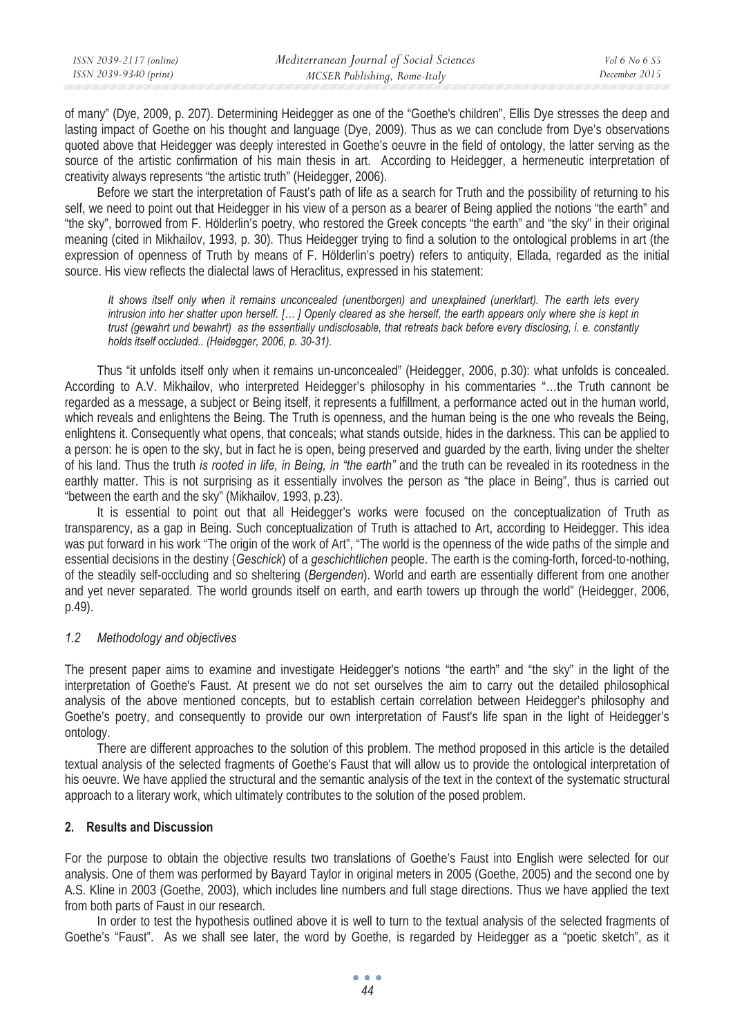of many" (Dye, 2009, p. 207). Determining Heidegger as one of the "Goethe's children", Ellis Dye stresses the deep and lasting impact of Goethe on his thought and language (Dye, 2009). Thus as we can conclude from Dye's observations quoted above that Heidegger was deeply interested in Goethe's oeuvre in the field of ontology, the latter serving as the source of the artistic confirmation of his main thesis in art. According to Heidegger, a hermeneutic interpretation of creativity always represents "the artistic truth" (Heidegger, 2006).

Before we start the interpretation of Faust's path of life as a search for Truth and the possibility of returning to his self, we need to point out that Heidegger in his view of a person as a bearer of Being applied the notions "the earth" and "the sky", borrowed from F. Hölderlin's poetry, who restored the Greek concepts "the earth" and "the sky" in their original meaning (cited in Mikhailov, 1993, p. 30). Thus Heidegger trying to find a solution to the ontological problems in art (the expression of openness of Truth by means of F. Hölderlin's poetry) refers to antiquity, Ellada, regarded as the initial source. His view reflects the dialectal laws of Heraclitus, expressed in his statement:

> *It shows itself only when it remains unconcealed (unentborgen) and unexplained (unerklart). The earth lets every intrusion into her shatter upon herself. [… ] Openly cleared as she herself, the earth appears only where she is kept in trust (gewahrt und bewahrt) as the essentially undisclosable, that retreats back before every disclosing, i. e. constantly holds itself occluded.. (Heidegger, 2006, p. 30-31).*

Thus "it unfolds itself only when it remains un-unconcealed" (Heidegger, 2006, p.30): what unfolds is concealed. According to A.V. Mikhailov, who interpreted Heidegger's philosophy in his commentaries "…the Truth cannont be regarded as a message, a subject or Being itself, it represents a fulfillment, a performance acted out in the human world, which reveals and enlightens the Being. The Truth is openness, and the human being is the one who reveals the Being, enlightens it. Consequently what opens, that conceals; what stands outside, hides in the darkness. This can be applied to a person: he is open to the sky, but in fact he is open, being preserved and guarded by the earth, living under the shelter of his land. Thus the truth *is rooted in life, in Being, in "the earth"* and the truth can be revealed in its rootedness in the earthly matter. This is not surprising as it essentially involves the person as "the place in Being", thus is carried out "between the earth and the sky" (Mikhailov, 1993, p.23).

It is essential to point out that all Heidegger's works were focused on the conceptualization of Truth as transparency, as a gap in Being. Such conceptualization of Truth is attached to Art, according to Heidegger. This idea was put forward in his work "The origin of the work of Art", "The world is the openness of the wide paths of the simple and essential decisions in the destiny (*Geschick*) of a *geschichtlichen* people. The earth is the coming-forth, forced-to-nothing, of the steadily self-occluding and so sheltering (*Bergenden*). World and earth are essentially different from one another and yet never separated. The world grounds itself on earth, and earth towers up through the world" (Heidegger, 2006, p.49).

### *1.2 Methodology and objectives*

The present paper aims to examine and investigate Heidegger's notions "the earth" and "the sky" in the light of the interpretation of Goethe's Faust. At present we do not set ourselves the aim to carry out the detailed philosophical analysis of the above mentioned concepts, but to establish certain correlation between Heidegger's philosophy and Goethe's poetry, and consequently to provide our own interpretation of Faust's life span in the light of Heidegger's ontology.

There are different approaches to the solution of this problem. The method proposed in this article is the detailed textual analysis of the selected fragments of Goethe's Faust that will allow us to provide the ontological interpretation of his oeuvre. We have applied the structural and the semantic analysis of the text in the context of the systematic structural approach to a literary work, which ultimately contributes to the solution of the posed problem.

## 2. Results and Discussion

For the purpose to obtain the objective results two translations of Goethe's Faust into English were selected for our analysis. One of them was performed by Bayard Taylor in original meters in 2005 (Goethe, 2005) and the second one by A.S. Kline in 2003 (Goethe, 2003), which includes line numbers and full stage directions. Thus we have applied the text from both parts of Faust in our research.

In order to test the hypothesis outlined above it is well to turn to the textual analysis of the selected fragments of Goethe's "Faust". As we shall see later, the word by Goethe, is regarded by Heidegger as a "poetic sketch", as it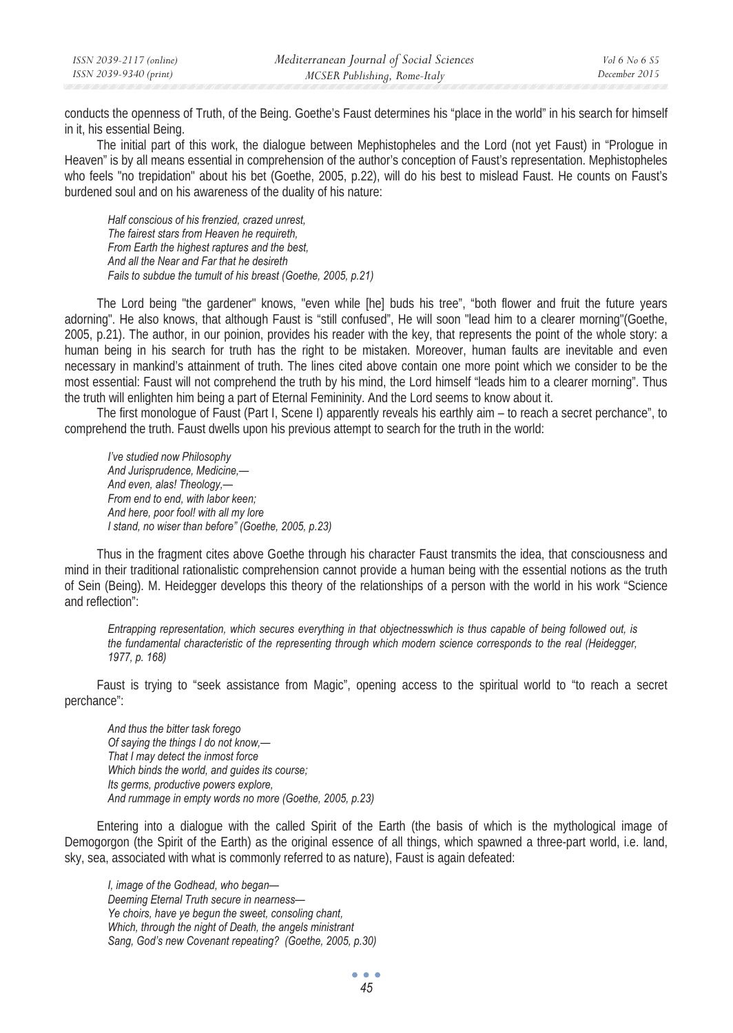conducts the openness of Truth, of the Being. Goethe's Faust determines his "place in the world" in his search for himself in it, his essential Being.

The initial part of this work, the dialogue between Mephistopheles and the Lord (not yet Faust) in "Prologue in Heaven" is by all means essential in comprehension of the author's conception of Faust's representation. Mephistopheles who feels "no trepidation" about his bet (Goethe, 2005, p.22), will do his best to mislead Faust. He counts on Faust's burdened soul and on his awareness of the duality of his nature:

> *Half conscious of his frenzied, crazed unrest,*
> *The fairest stars from Heaven he requireth,*
> *From Earth the highest raptures and the best,*
> *And all the Near and Far that he desireth*
> *Fails to subdue the tumult of his breast (Goethe, 2005, p.21)*

The Lord being "the gardener" knows, "even while [he] buds his tree", "both flower and fruit the future years adorning". He also knows, that although Faust is "still confused", He will soon "lead him to a clearer morning"(Goethe, 2005, p.21). The author, in our poinion, provides his reader with the key, that represents the point of the whole story: a human being in his search for truth has the right to be mistaken. Moreover, human faults are inevitable and even necessary in mankind's attainment of truth. The lines cited above contain one more point which we consider to be the most essential: Faust will not comprehend the truth by his mind, the Lord himself "leads him to a clearer morning". Thus the truth will enlighten him being a part of Eternal Femininity. And the Lord seems to know about it.

The first monologue of Faust (Part I, Scene I) apparently reveals his earthly aim – to reach a secret perchance", to comprehend the truth. Faust dwells upon his previous attempt to search for the truth in the world:

> *I've studied now Philosophy*
> *And Jurisprudence, Medicine,—*
> *And even, alas! Theology,—*
> *From end to end, with labor keen;*
> *And here, poor fool! with all my lore*
> *I stand, no wiser than before" (Goethe, 2005, p.23)*

Thus in the fragment cites above Goethe through his character Faust transmits the idea, that consciousness and mind in their traditional rationalistic comprehension cannot provide a human being with the essential notions as the truth of Sein (Being). M. Heidegger develops this theory of the relationships of a person with the world in his work "Science and reflection":

> *Entrapping representation, which secures everything in that objectnesswhich is thus capable of being followed out, is the fundamental characteristic of the representing through which modern science corresponds to the real (Heidegger, 1977, p. 168)*

Faust is trying to "seek assistance from Magic", opening access to the spiritual world to "to reach a secret perchance":

> *And thus the bitter task forego*
> *Of saying the things I do not know,—*
> *That I may detect the inmost force*
> *Which binds the world, and guides its course;*
> *Its germs, productive powers explore,*
> *And rummage in empty words no more (Goethe, 2005, p.23)*

Entering into a dialogue with the called Spirit of the Earth (the basis of which is the mythological image of Demogorgon (the Spirit of the Earth) as the original essence of all things, which spawned a three-part world, i.e. land, sky, sea, associated with what is commonly referred to as nature), Faust is again defeated:

> *I, image of the Godhead, who began—*
> *Deeming Eternal Truth secure in nearness—*
> *Ye choirs, have ye begun the sweet, consoling chant,*
> *Which, through the night of Death, the angels ministrant*
> *Sang, God's new Covenant repeating? (Goethe, 2005, p.30)*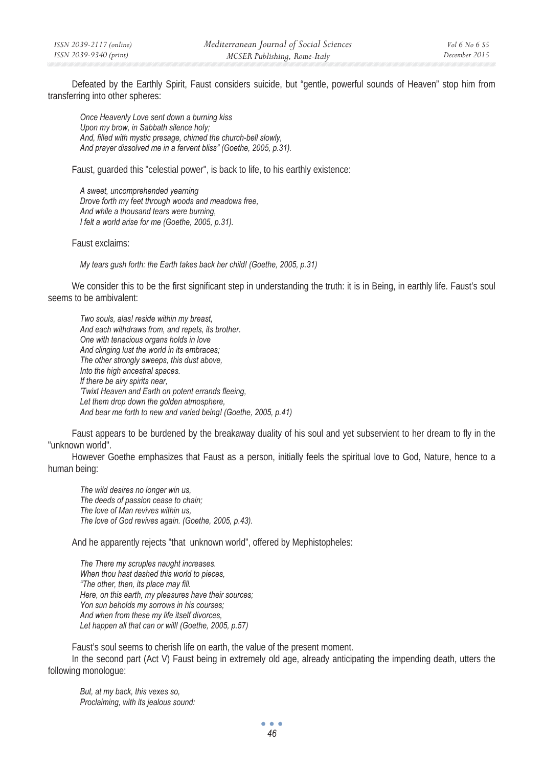Defeated by the Earthly Spirit, Faust considers suicide, but "gentle, powerful sounds of Heaven" stop him from transferring into other spheres:

*Once Heavenly Love sent down a burning kiss*  
*Upon my brow, in Sabbath silence holy;*  
*And, filled with mystic presage, chimed the church-bell slowly,*  
*And prayer dissolved me in a fervent bliss" (Goethe, 2005, p.31).*

Faust, guarded this "celestial power", is back to life, to his earthly existence:

*A sweet, uncomprehended yearning*  
*Drove forth my feet through woods and meadows free,*  
*And while a thousand tears were burning,*  
*I felt a world arise for me (Goethe, 2005, p.31).*

Faust exclaims:

*My tears gush forth: the Earth takes back her child! (Goethe, 2005, p.31)*

We consider this to be the first significant step in understanding the truth: it is in Being, in earthly life. Faust's soul seems to be ambivalent:

*Two souls, alas! reside within my breast,*  
*And each withdraws from, and repels, its brother.*  
*One with tenacious organs holds in love*  
*And clinging lust the world in its embraces;*  
*The other strongly sweeps, this dust above,*  
*Into the high ancestral spaces.*  
*If there be airy spirits near,*  
*'Twixt Heaven and Earth on potent errands fleeing,*  
*Let them drop down the golden atmosphere,*  
*And bear me forth to new and varied being! (Goethe, 2005, p.41)*

Faust appears to be burdened by the breakaway duality of his soul and yet subservient to her dream to fly in the "unknown world".

However Goethe emphasizes that Faust as a person, initially feels the spiritual love to God, Nature, hence to a human being:

*The wild desires no longer win us,*  
*The deeds of passion cease to chain;*  
*The love of Man revives within us,*  
*The love of God revives again. (Goethe, 2005, p.43).*

And he apparently rejects "that unknown world", offered by Mephistopheles:

*The There my scruples naught increases.*  
*When thou hast dashed this world to pieces,*  
*"The other, then, its place may fill.*  
*Here, on this earth, my pleasures have their sources;*  
*Yon sun beholds my sorrows in his courses;*  
*And when from these my life itself divorces,*  
*Let happen all that can or will! (Goethe, 2005, p.57)*

Faust's soul seems to cherish life on earth, the value of the present moment.

In the second part (Act V) Faust being in extremely old age, already anticipating the impending death, utters the following monologue:

*But, at my back, this vexes so,*  
*Proclaiming, with its jealous sound:*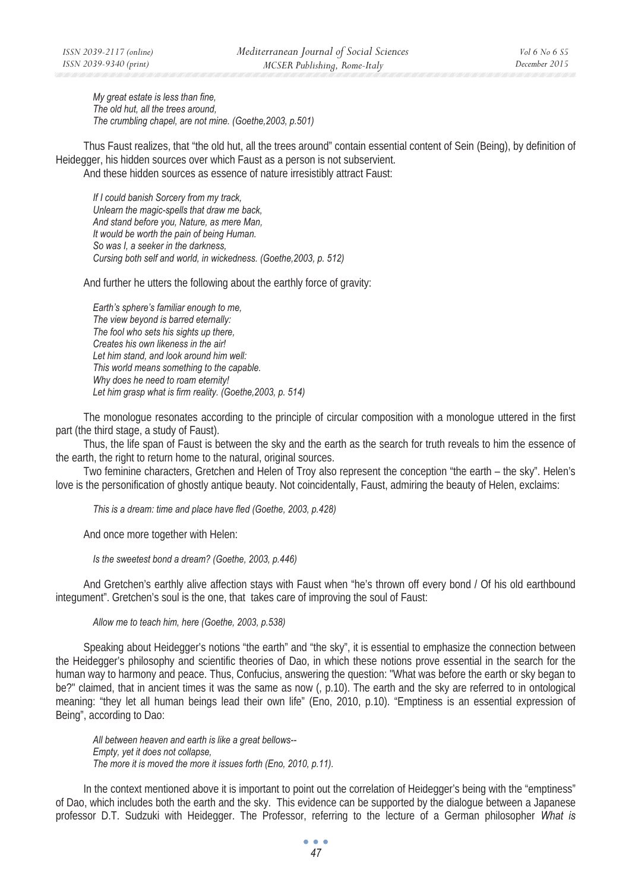*My great estate is less than fine,*
*The old hut, all the trees around,*
*The crumbling chapel, are not mine. (Goethe,2003, p.501)*

Thus Faust realizes, that "the old hut, all the trees around" contain essential content of Sein (Being), by definition of Heidegger, his hidden sources over which Faust as a person is not subservient.

And these hidden sources as essence of nature irresistibly attract Faust:

*If I could banish Sorcery from my track,*
*Unlearn the magic-spells that draw me back,*
*And stand before you, Nature, as mere Man,*
*It would be worth the pain of being Human.*
*So was I, a seeker in the darkness,*
*Cursing both self and world, in wickedness. (Goethe,2003, p. 512)*

And further he utters the following about the earthly force of gravity:

*Earth's sphere's familiar enough to me,*
*The view beyond is barred eternally:*
*The fool who sets his sights up there,*
*Creates his own likeness in the air!*
*Let him stand, and look around him well:*
*This world means something to the capable.*
*Why does he need to roam eternity!*
*Let him grasp what is firm reality. (Goethe,2003, p. 514)*

The monologue resonates according to the principle of circular composition with a monologue uttered in the first part (the third stage, a study of Faust).

Thus, the life span of Faust is between the sky and the earth as the search for truth reveals to him the essence of the earth, the right to return home to the natural, original sources.

Two feminine characters, Gretchen and Helen of Troy also represent the conception "the earth – the sky". Helen's love is the personification of ghostly antique beauty. Not coincidentally, Faust, admiring the beauty of Helen, exclaims:

*This is a dream: time and place have fled (Goethe, 2003, p.428)*

And once more together with Helen:

*Is the sweetest bond a dream? (Goethe, 2003, p.446)*

And Gretchen's earthly alive affection stays with Faust when "he's thrown off every bond / Of his old earthbound integument". Gretchen's soul is the one, that takes care of improving the soul of Faust:

*Allow me to teach him, here (Goethe, 2003, p.538)*

Speaking about Heidegger's notions "the earth" and "the sky", it is essential to emphasize the connection between the Heidegger's philosophy and scientific theories of Dao, in which these notions prove essential in the search for the human way to harmony and peace. Thus, Confucius, answering the question: "What was before the earth or sky began to be?" claimed, that in ancient times it was the same as now (, p.10). The earth and the sky are referred to in ontological meaning: "they let all human beings lead their own life" (Eno, 2010, p.10). "Emptiness is an essential expression of Being", according to Dao:

*All between heaven and earth is like a great bellows--*
*Empty, yet it does not collapse,*
*The more it is moved the more it issues forth (Eno, 2010, p.11).*

In the context mentioned above it is important to point out the correlation of Heidegger's being with the "emptiness" of Dao, which includes both the earth and the sky. This evidence can be supported by the dialogue between a Japanese professor D.T. Sudzuki with Heidegger. The Professor, referring to the lecture of a German philosopher *What is*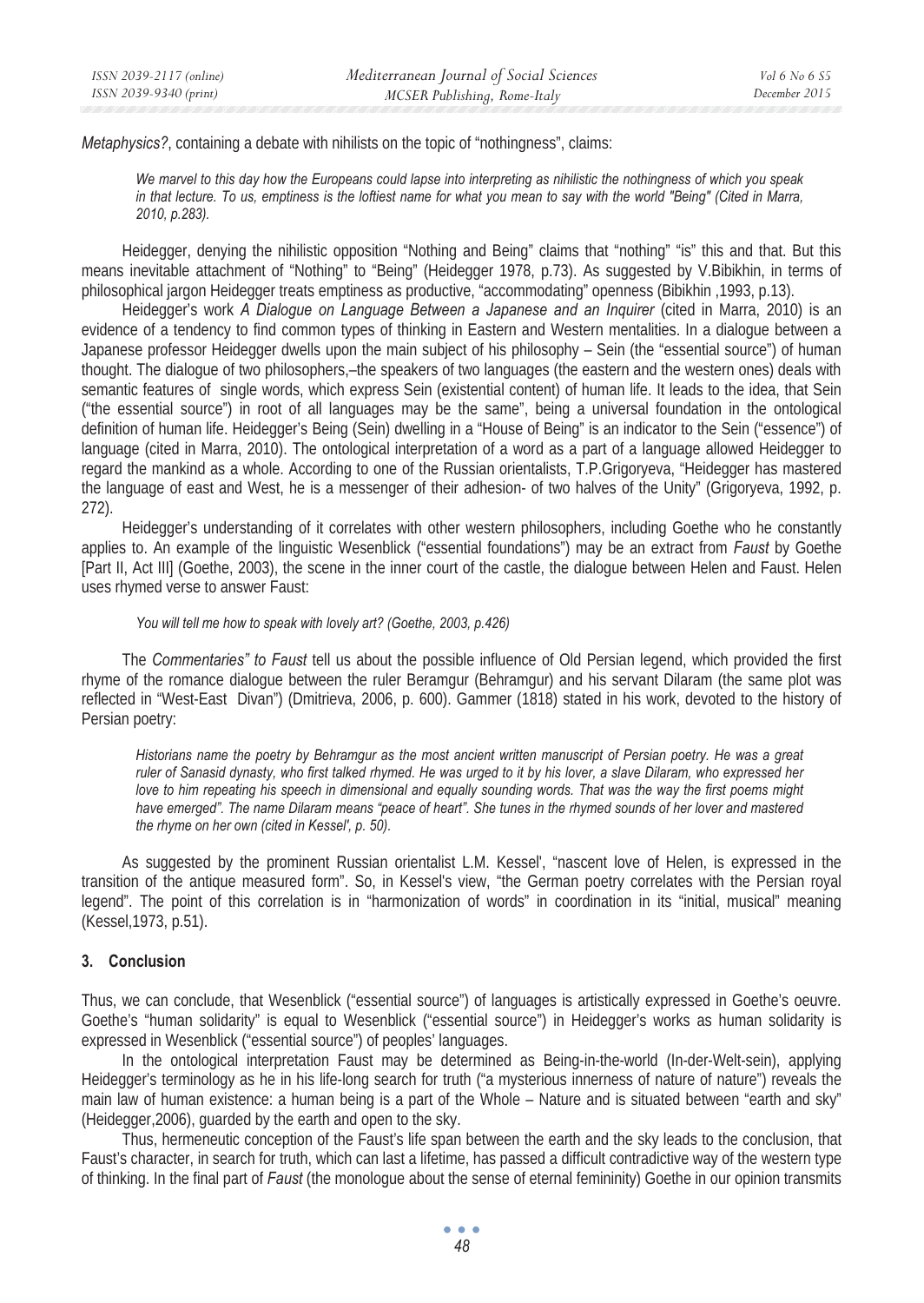*Metaphysics?*, containing a debate with nihilists on the topic of "nothingness", claims:

> *We marvel to this day how the Europeans could lapse into interpreting as nihilistic the nothingness of which you speak in that lecture. To us, emptiness is the loftiest name for what you mean to say with the world "Being" (Cited in Marra, 2010, p.283).*

Heidegger, denying the nihilistic opposition "Nothing and Being" claims that "nothing" "is" this and that. But this means inevitable attachment of "Nothing" to "Being" (Heidegger 1978, p.73). As suggested by V.Bibikhin, in terms of philosophical jargon Heidegger treats emptiness as productive, "accommodating" openness (Bibikhin ,1993, p.13).

Heidegger's work *A Dialogue on Language Between a Japanese and an Inquirer* (cited in Marra, 2010) is an evidence of a tendency to find common types of thinking in Eastern and Western mentalities. In a dialogue between a Japanese professor Heidegger dwells upon the main subject of his philosophy – Sein (the "essential source") of human thought. The dialogue of two philosophers,–the speakers of two languages (the eastern and the western ones) deals with semantic features of single words, which express Sein (existential content) of human life. It leads to the idea, that Sein ("the essential source") in root of all languages may be the same", being a universal foundation in the ontological definition of human life. Heidegger's Being (Sein) dwelling in a "House of Being" is an indicator to the Sein ("essence") of language (cited in Marra, 2010). The ontological interpretation of a word as a part of a language allowed Heidegger to regard the mankind as a whole. According to one of the Russian orientalists, T.P.Grigoryeva, "Heidegger has mastered the language of east and West, he is a messenger of their adhesion- of two halves of the Unity" (Grigoryeva, 1992, p. 272).

Heidegger's understanding of it correlates with other western philosophers, including Goethe who he constantly applies to. An example of the linguistic Wesenblick ("essential foundations") may be an extract from *Faust* by Goethe [Part II, Act III] (Goethe, 2003), the scene in the inner court of the castle, the dialogue between Helen and Faust. Helen uses rhymed verse to answer Faust:

> *You will tell me how to speak with lovely art? (Goethe, 2003, p.426)*

The *Commentaries" to Faust* tell us about the possible influence of Old Persian legend, which provided the first rhyme of the romance dialogue between the ruler Beramgur (Behramgur) and his servant Dilaram (the same plot was reflected in "West-East Divan") (Dmitrieva, 2006, p. 600). Gammer (1818) stated in his work, devoted to the history of Persian poetry:

> *Historians name the poetry by Behramgur as the most ancient written manuscript of Persian poetry. He was a great ruler of Sanasid dynasty, who first talked rhymed. He was urged to it by his lover, a slave Dilaram, who expressed her love to him repeating his speech in dimensional and equally sounding words. That was the way the first poems might have emerged". The name Dilaram means "peace of heart". She tunes in the rhymed sounds of her lover and mastered the rhyme on her own (cited in Kessel', p. 50).*

As suggested by the prominent Russian orientalist L.M. Kessel', "nascent love of Helen, is expressed in the transition of the antique measured form". So, in Kessel's view, "the German poetry correlates with the Persian royal legend". The point of this correlation is in "harmonization of words" in coordination in its "initial, musical" meaning (Kessel,1973, p.51).

## 3. Conclusion

Thus, we can conclude, that Wesenblick ("essential source") of languages is artistically expressed in Goethe's oeuvre. Goethe's "human solidarity" is equal to Wesenblick ("essential source") in Heidegger's works as human solidarity is expressed in Wesenblick ("essential source") of peoples' languages.

In the ontological interpretation Faust may be determined as Being-in-the-world (In-der-Welt-sein), applying Heidegger's terminology as he in his life-long search for truth ("a mysterious innerness of nature of nature") reveals the main law of human existence: a human being is a part of the Whole – Nature and is situated between "earth and sky" (Heidegger,2006), guarded by the earth and open to the sky.

Thus, hermeneutic conception of the Faust's life span between the earth and the sky leads to the conclusion, that Faust's character, in search for truth, which can last a lifetime, has passed a difficult contradictive way of the western type of thinking. In the final part of *Faust* (the monologue about the sense of eternal femininity) Goethe in our opinion transmits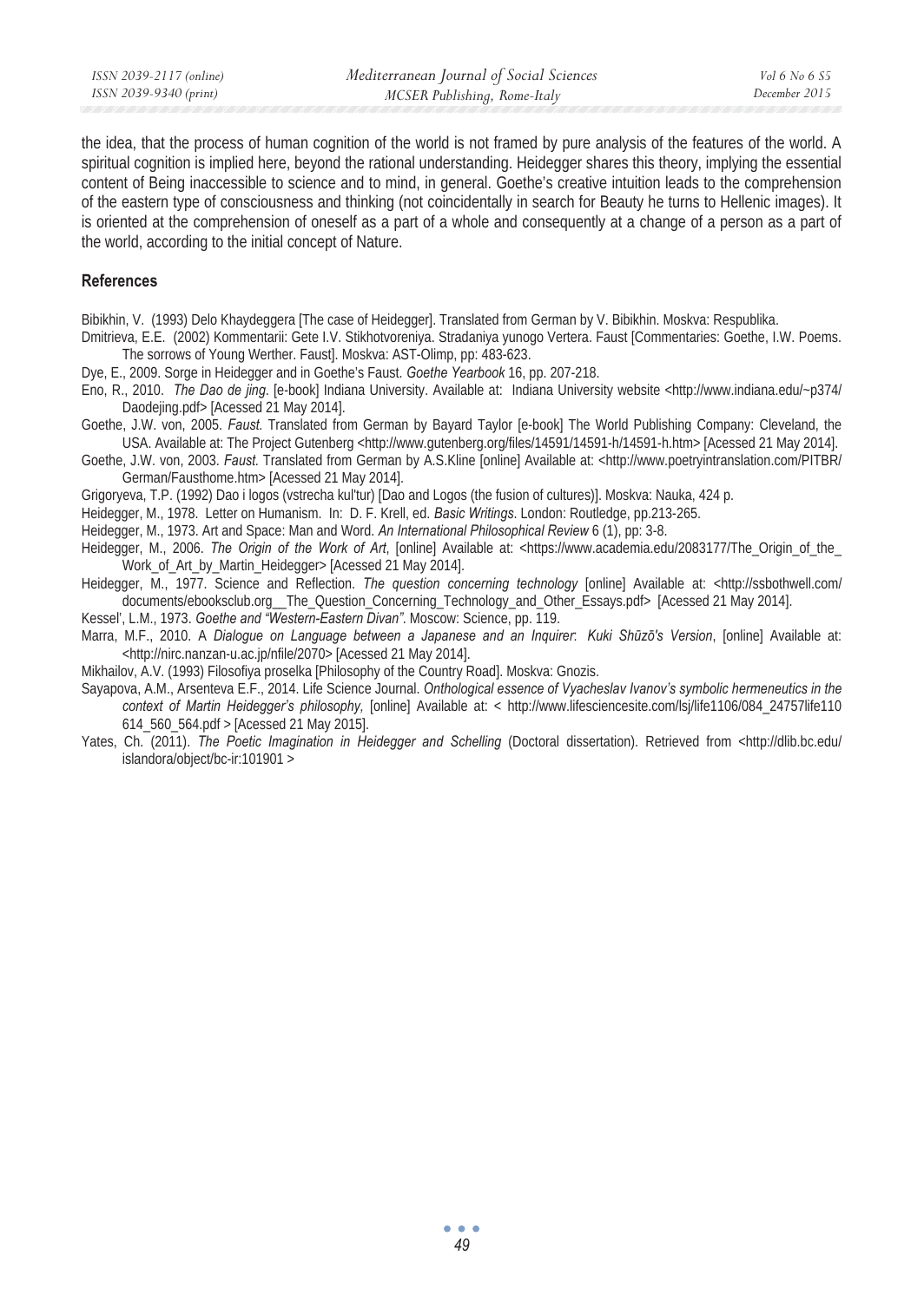the idea, that the process of human cognition of the world is not framed by pure analysis of the features of the world. A spiritual cognition is implied here, beyond the rational understanding. Heidegger shares this theory, implying the essential content of Being inaccessible to science and to mind, in general. Goethe's creative intuition leads to the comprehension of the eastern type of consciousness and thinking (not coincidentally in search for Beauty he turns to Hellenic images). It is oriented at the comprehension of oneself as a part of a whole and consequently at a change of a person as a part of the world, according to the initial concept of Nature.

## References

Bibikhin, V. (1993) Delo Khaydeggera [The case of Heidegger]. Translated from German by V. Bibikhin. Moskva: Respublika.

Dmitrieva, E.E. (2002) Kommentarii: Gete I.V. Stikhotvoreniya. Stradaniya yunogo Vertera. Faust [Commentaries: Goethe, I.W. Poems. The sorrows of Young Werther. Faust]. Moskva: AST-Olimp, pp: 483-623.

Dye, E., 2009. Sorge in Heidegger and in Goethe's Faust. *Goethe Yearbook* 16, pp. 207-218.

Eno, R., 2010. *The Dao de jing*. [e-book] Indiana University. Available at: Indiana University website <http://www.indiana.edu/~p374/Daodejing.pdf> [Acessed 21 May 2014].

Goethe, J.W. von, 2005. *Faust.* Translated from German by Bayard Taylor [e-book] The World Publishing Company: Cleveland, the USA. Available at: The Project Gutenberg <http://www.gutenberg.org/files/14591/14591-h/14591-h.htm> [Acessed 21 May 2014].

Goethe, J.W. von, 2003. *Faust.* Translated from German by A.S.Kline [online] Available at: <http://www.poetryintranslation.com/PITBR/German/Fausthome.htm> [Acessed 21 May 2014].

Grigoryeva, T.P. (1992) Dao i logos (vstrecha kul'tur) [Dao and Logos (the fusion of cultures)]. Moskva: Nauka, 424 p.

Heidegger, M., 1978. Letter on Humanism. In: D. F. Krell, ed. *Basic Writings*. London: Routledge, pp.213-265.

Heidegger, M., 1973. Art and Space: Man and Word. *An International Philosophical Review* 6 (1), pp: 3-8.

Heidegger, M., 2006. *The Origin of the Work of Art*, [online] Available at: <https://www.academia.edu/2083177/The_Origin_of_the_Work_of_Art_by_Martin_Heidegger> [Acessed 21 May 2014].

Heidegger, M., 1977. Science and Reflection. *The question concerning technology* [online] Available at: <http://ssbothwell.com/documents/ebooksclub.org__The_Question_Concerning_Technology_and_Other_Essays.pdf> [Acessed 21 May 2014].

Kessel', L.M., 1973. *Goethe and "Western-Eastern Divan"*. Moscow: Science, pp. 119.

Marra, M.F., 2010. A *Dialogue on Language between a Japanese and an Inquirer: Kuki Shūzō's Version*, [online] Available at: <http://nirc.nanzan-u.ac.jp/nfile/2070> [Acessed 21 May 2014].

Mikhailov, A.V. (1993) Filosofiya proselka [Philosophy of the Country Road]. Moskva: Gnozis.

Sayapova, A.M., Arsenteva E.F., 2014. Life Science Journal. *Onthological essence of Vyacheslav Ivanov's symbolic hermeneutics in the context of Martin Heidegger's philosophy,* [online] Available at: < http://www.lifesciencesite.com/lsj/life1106/084_24757life110614_560_564.pdf > [Acessed 21 May 2015].

Yates, Ch. (2011). *The Poetic Imagination in Heidegger and Schelling* (Doctoral dissertation). Retrieved from <http://dlib.bc.edu/islandora/object/bc-ir:101901 >